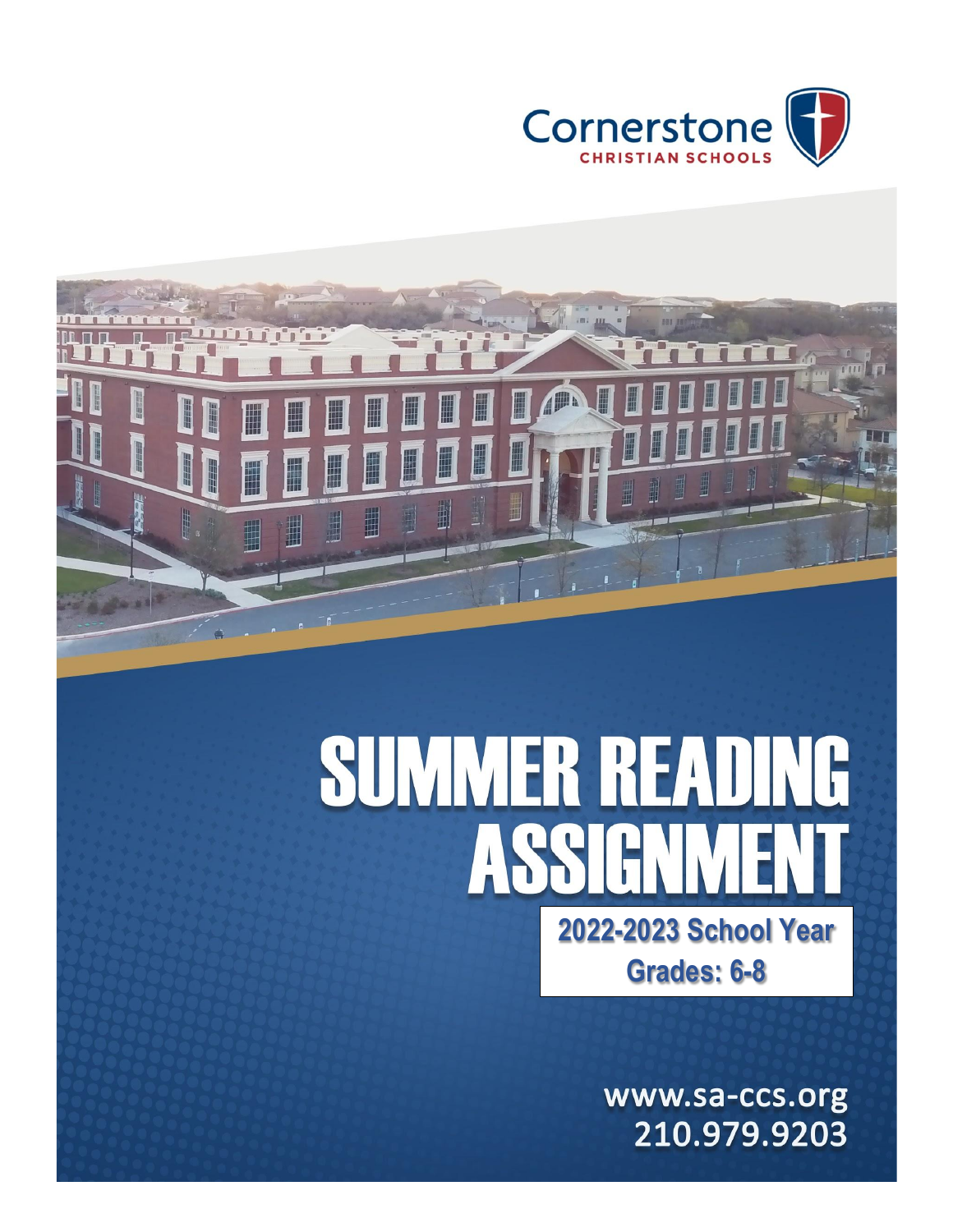Cornerstone CHRISTIAN SCHOOLS

# SUMMER READING ASSIGNMENT

**2022-2023 School Year**

**Grades: 6-8**

www.sa-ccs.org
210.979.9203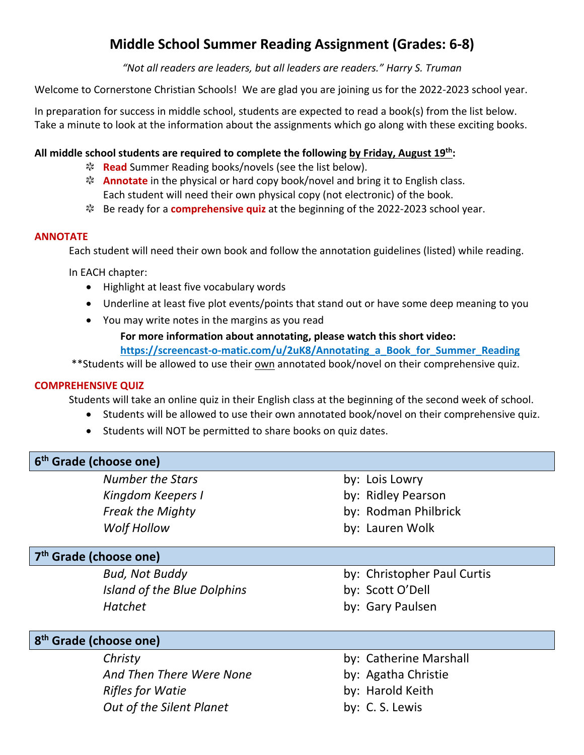# Middle School Summer Reading Assignment (Grades: 6-8)

*"Not all readers are leaders, but all leaders are readers." Harry S. Truman*

Welcome to Cornerstone Christian Schools! We are glad you are joining us for the 2022-2023 school year.

In preparation for success in middle school, students are expected to read a book(s) from the list below. Take a minute to look at the information about the assignments which go along with these exciting books.

**All middle school students are required to complete the following by Friday, August 19th:**

- **Read** Summer Reading books/novels (see the list below).
- **Annotate** in the physical or hard copy book/novel and bring it to English class. Each student will need their own physical copy (not electronic) of the book.
- Be ready for a **comprehensive quiz** at the beginning of the 2022-2023 school year.

## ANNOTATE

Each student will need their own book and follow the annotation guidelines (listed) while reading.

In EACH chapter:

- Highlight at least five vocabulary words
- Underline at least five plot events/points that stand out or have some deep meaning to you
- You may write notes in the margins as you read

**For more information about annotating, please watch this short video:**
**https://screencast-o-matic.com/u/2uK8/Annotating_a_Book_for_Summer_Reading**

**Students will be allowed to use their own annotated book/novel on their comprehensive quiz.

## COMPREHENSIVE QUIZ

Students will take an online quiz in their English class at the beginning of the second week of school.

- Students will be allowed to use their own annotated book/novel on their comprehensive quiz.
- Students will NOT be permitted to share books on quiz dates.

### 6th Grade (choose one)

| | |
|---|---|
| *Number the Stars* | by: Lois Lowry |
| *Kingdom Keepers I* | by: Ridley Pearson |
| *Freak the Mighty* | by: Rodman Philbrick |
| *Wolf Hollow* | by: Lauren Wolk |

### 7th Grade (choose one)

| | |
|---|---|
| *Bud, Not Buddy* | by: Christopher Paul Curtis |
| *Island of the Blue Dolphins* | by: Scott O'Dell |
| *Hatchet* | by: Gary Paulsen |

### 8th Grade (choose one)

| | |
|---|---|
| *Christy* | by: Catherine Marshall |
| *And Then There Were None* | by: Agatha Christie |
| *Rifles for Watie* | by: Harold Keith |
| *Out of the Silent Planet* | by: C. S. Lewis |